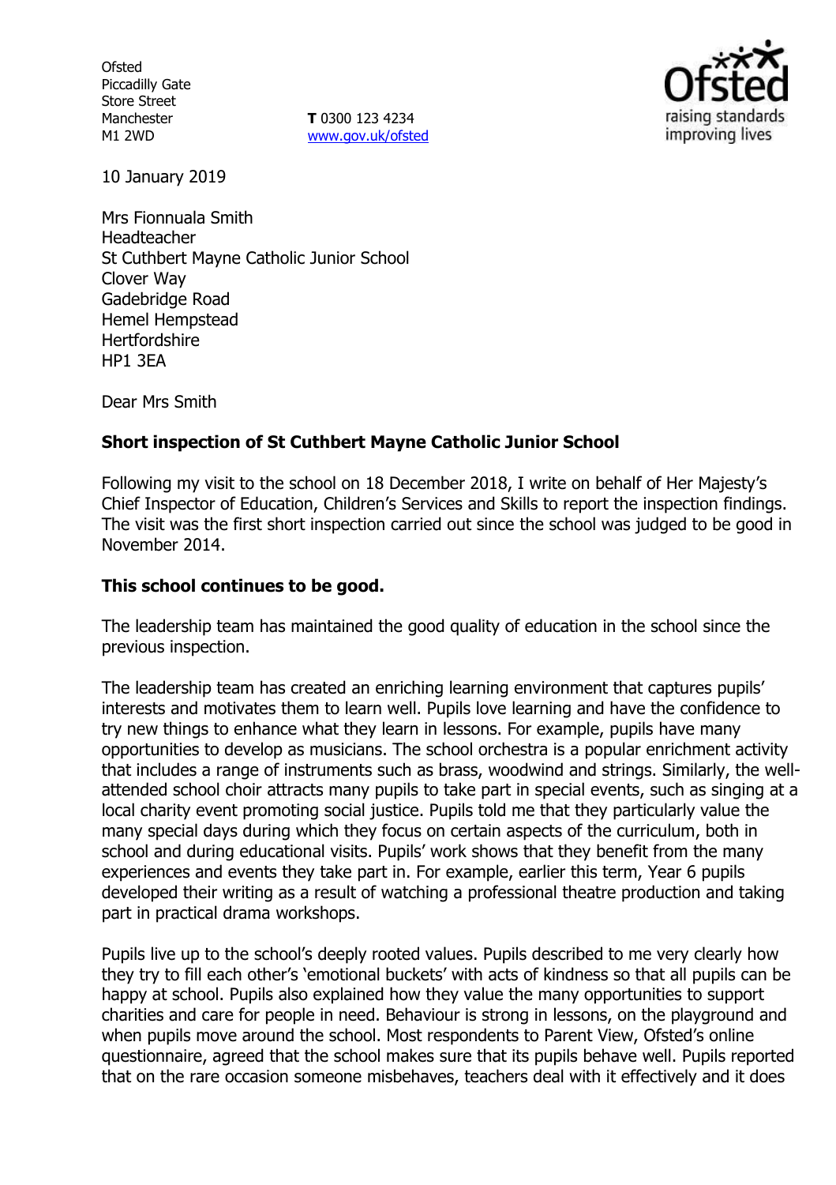Ofsted
Piccadilly Gate
Store Street
Manchester
M1 2WD

**T** 0300 123 4234
www.gov.uk/ofsted

10 January 2019

Mrs Fionnuala Smith
Headteacher
St Cuthbert Mayne Catholic Junior School
Clover Way
Gadebridge Road
Hemel Hempstead
Hertfordshire
HP1 3EA

Dear Mrs Smith

**Short inspection of St Cuthbert Mayne Catholic Junior School**

Following my visit to the school on 18 December 2018, I write on behalf of Her Majesty's Chief Inspector of Education, Children's Services and Skills to report the inspection findings. The visit was the first short inspection carried out since the school was judged to be good in November 2014.

**This school continues to be good.**

The leadership team has maintained the good quality of education in the school since the previous inspection.

The leadership team has created an enriching learning environment that captures pupils' interests and motivates them to learn well. Pupils love learning and have the confidence to try new things to enhance what they learn in lessons. For example, pupils have many opportunities to develop as musicians. The school orchestra is a popular enrichment activity that includes a range of instruments such as brass, woodwind and strings. Similarly, the well-attended school choir attracts many pupils to take part in special events, such as singing at a local charity event promoting social justice. Pupils told me that they particularly value the many special days during which they focus on certain aspects of the curriculum, both in school and during educational visits. Pupils' work shows that they benefit from the many experiences and events they take part in. For example, earlier this term, Year 6 pupils developed their writing as a result of watching a professional theatre production and taking part in practical drama workshops.

Pupils live up to the school's deeply rooted values. Pupils described to me very clearly how they try to fill each other's 'emotional buckets' with acts of kindness so that all pupils can be happy at school. Pupils also explained how they value the many opportunities to support charities and care for people in need. Behaviour is strong in lessons, on the playground and when pupils move around the school. Most respondents to Parent View, Ofsted's online questionnaire, agreed that the school makes sure that its pupils behave well. Pupils reported that on the rare occasion someone misbehaves, teachers deal with it effectively and it does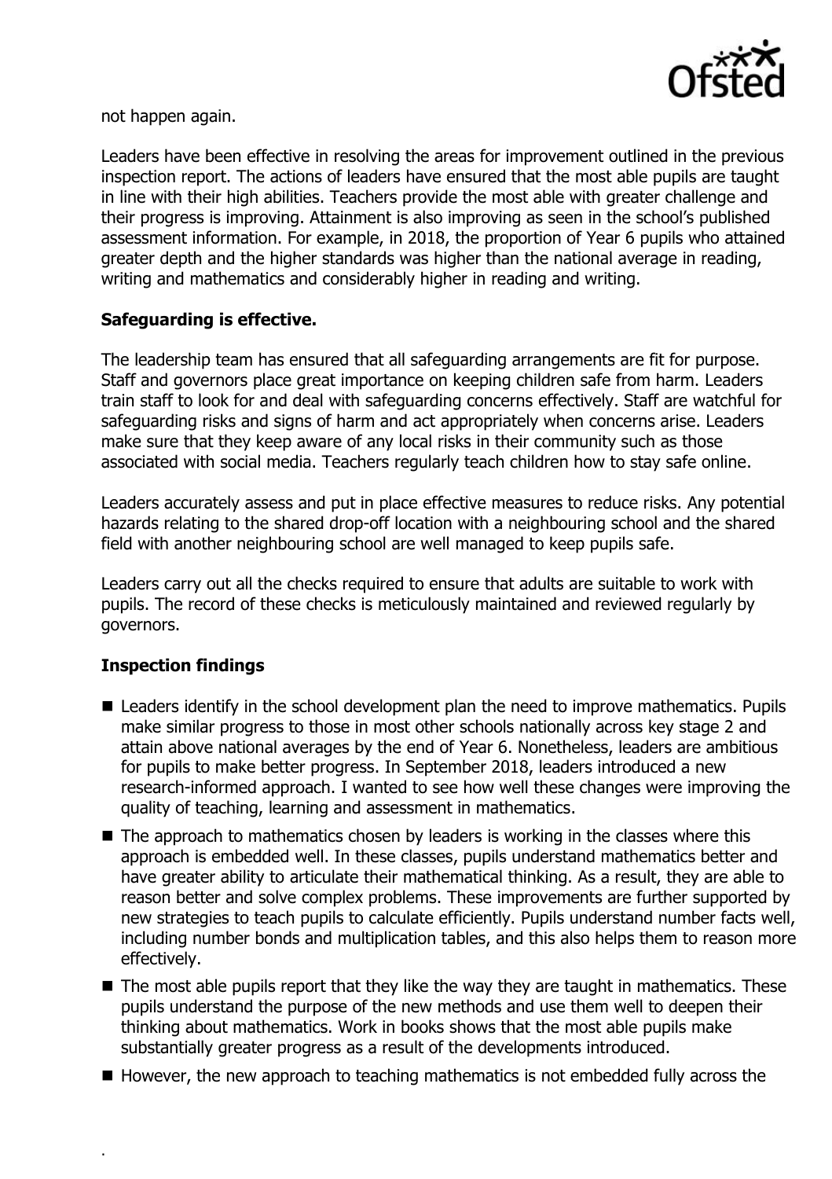not happen again.

Leaders have been effective in resolving the areas for improvement outlined in the previous inspection report. The actions of leaders have ensured that the most able pupils are taught in line with their high abilities. Teachers provide the most able with greater challenge and their progress is improving. Attainment is also improving as seen in the school's published assessment information. For example, in 2018, the proportion of Year 6 pupils who attained greater depth and the higher standards was higher than the national average in reading, writing and mathematics and considerably higher in reading and writing.

## Safeguarding is effective.

The leadership team has ensured that all safeguarding arrangements are fit for purpose. Staff and governors place great importance on keeping children safe from harm. Leaders train staff to look for and deal with safeguarding concerns effectively. Staff are watchful for safeguarding risks and signs of harm and act appropriately when concerns arise. Leaders make sure that they keep aware of any local risks in their community such as those associated with social media. Teachers regularly teach children how to stay safe online.

Leaders accurately assess and put in place effective measures to reduce risks. Any potential hazards relating to the shared drop-off location with a neighbouring school and the shared field with another neighbouring school are well managed to keep pupils safe.

Leaders carry out all the checks required to ensure that adults are suitable to work with pupils. The record of these checks is meticulously maintained and reviewed regularly by governors.

## Inspection findings

- Leaders identify in the school development plan the need to improve mathematics. Pupils make similar progress to those in most other schools nationally across key stage 2 and attain above national averages by the end of Year 6. Nonetheless, leaders are ambitious for pupils to make better progress. In September 2018, leaders introduced a new research-informed approach. I wanted to see how well these changes were improving the quality of teaching, learning and assessment in mathematics.
- The approach to mathematics chosen by leaders is working in the classes where this approach is embedded well. In these classes, pupils understand mathematics better and have greater ability to articulate their mathematical thinking. As a result, they are able to reason better and solve complex problems. These improvements are further supported by new strategies to teach pupils to calculate efficiently. Pupils understand number facts well, including number bonds and multiplication tables, and this also helps them to reason more effectively.
- The most able pupils report that they like the way they are taught in mathematics. These pupils understand the purpose of the new methods and use them well to deepen their thinking about mathematics. Work in books shows that the most able pupils make substantially greater progress as a result of the developments introduced.
- However, the new approach to teaching mathematics is not embedded fully across the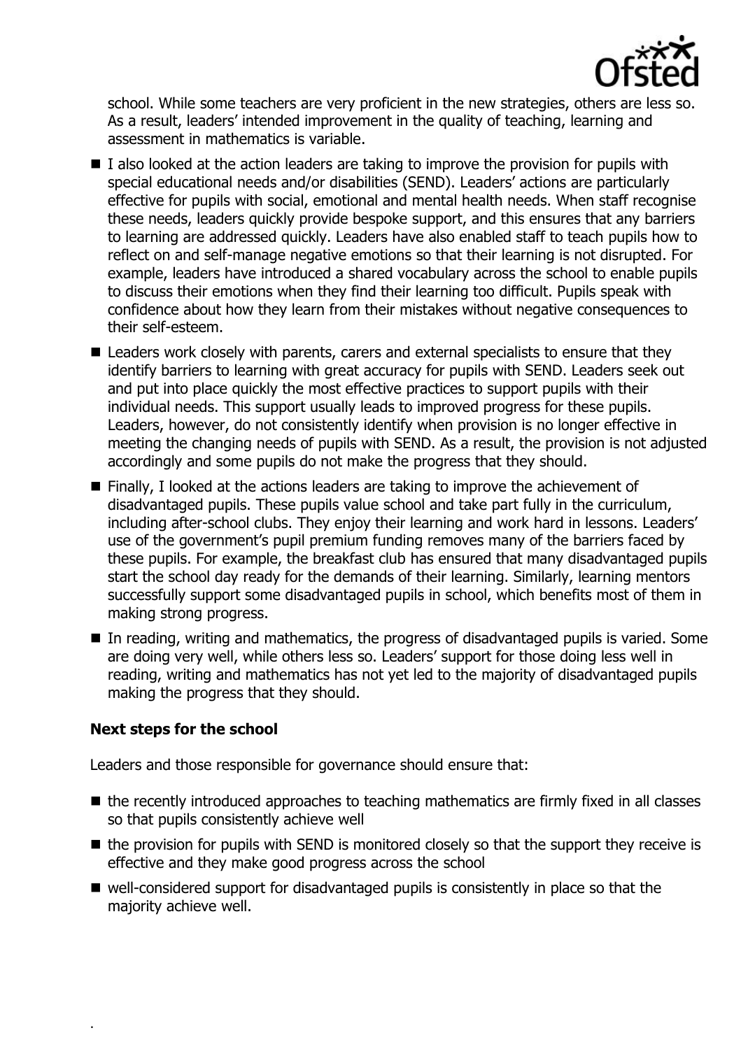school. While some teachers are very proficient in the new strategies, others are less so. As a result, leaders' intended improvement in the quality of teaching, learning and assessment in mathematics is variable.

- I also looked at the action leaders are taking to improve the provision for pupils with special educational needs and/or disabilities (SEND). Leaders' actions are particularly effective for pupils with social, emotional and mental health needs. When staff recognise these needs, leaders quickly provide bespoke support, and this ensures that any barriers to learning are addressed quickly. Leaders have also enabled staff to teach pupils how to reflect on and self-manage negative emotions so that their learning is not disrupted. For example, leaders have introduced a shared vocabulary across the school to enable pupils to discuss their emotions when they find their learning too difficult. Pupils speak with confidence about how they learn from their mistakes without negative consequences to their self-esteem.
- Leaders work closely with parents, carers and external specialists to ensure that they identify barriers to learning with great accuracy for pupils with SEND. Leaders seek out and put into place quickly the most effective practices to support pupils with their individual needs. This support usually leads to improved progress for these pupils. Leaders, however, do not consistently identify when provision is no longer effective in meeting the changing needs of pupils with SEND. As a result, the provision is not adjusted accordingly and some pupils do not make the progress that they should.
- Finally, I looked at the actions leaders are taking to improve the achievement of disadvantaged pupils. These pupils value school and take part fully in the curriculum, including after-school clubs. They enjoy their learning and work hard in lessons. Leaders' use of the government's pupil premium funding removes many of the barriers faced by these pupils. For example, the breakfast club has ensured that many disadvantaged pupils start the school day ready for the demands of their learning. Similarly, learning mentors successfully support some disadvantaged pupils in school, which benefits most of them in making strong progress.
- In reading, writing and mathematics, the progress of disadvantaged pupils is varied. Some are doing very well, while others less so. Leaders' support for those doing less well in reading, writing and mathematics has not yet led to the majority of disadvantaged pupils making the progress that they should.

### Next steps for the school

Leaders and those responsible for governance should ensure that:

- the recently introduced approaches to teaching mathematics are firmly fixed in all classes so that pupils consistently achieve well
- the provision for pupils with SEND is monitored closely so that the support they receive is effective and they make good progress across the school
- well-considered support for disadvantaged pupils is consistently in place so that the majority achieve well.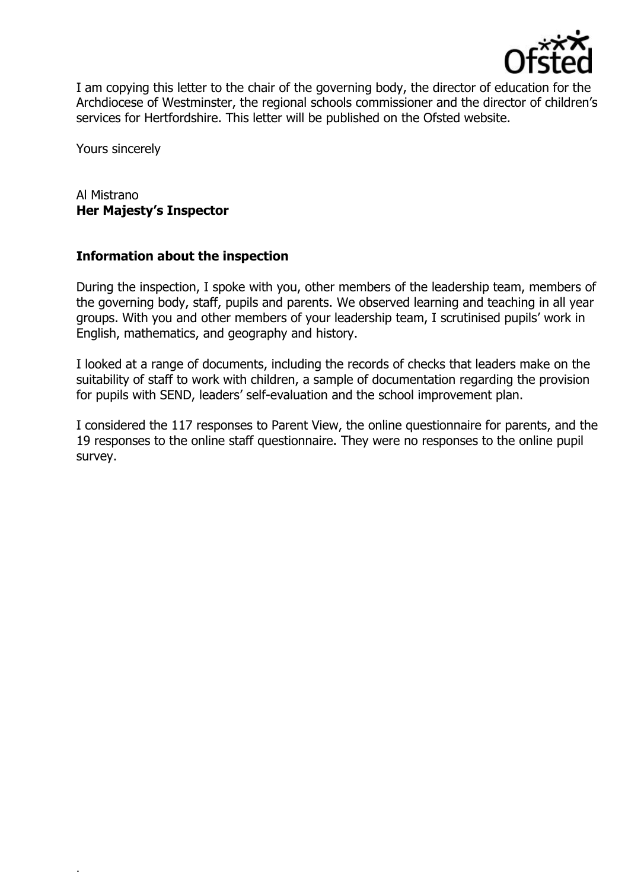I am copying this letter to the chair of the governing body, the director of education for the Archdiocese of Westminster, the regional schools commissioner and the director of children's services for Hertfordshire. This letter will be published on the Ofsted website.

Yours sincerely

Al Mistrano
**Her Majesty's Inspector**

## Information about the inspection

During the inspection, I spoke with you, other members of the leadership team, members of the governing body, staff, pupils and parents. We observed learning and teaching in all year groups. With you and other members of your leadership team, I scrutinised pupils' work in English, mathematics, and geography and history.

I looked at a range of documents, including the records of checks that leaders make on the suitability of staff to work with children, a sample of documentation regarding the provision for pupils with SEND, leaders' self-evaluation and the school improvement plan.

I considered the 117 responses to Parent View, the online questionnaire for parents, and the 19 responses to the online staff questionnaire. They were no responses to the online pupil survey.